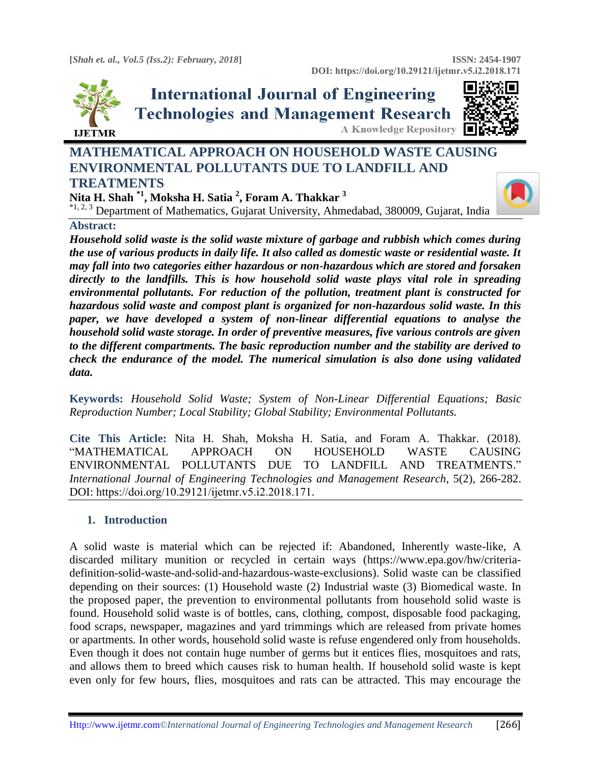# MATHEMATICAL APPROACH ON HOUSEHOLD WASTE CAUSING ENVIRONMENTAL POLLUTANTS DUE TO LANDFILL AND TREATMENTS

**Nita H. Shah [*1], Moksha H. Satia [2], Foram A. Thakkar [3]**

[*1, 2, 3] Department of Mathematics, Gujarat University, Ahmedabad, 380009, Gujarat, India

**Abstract:**

***Household solid waste is the solid waste mixture of garbage and rubbish which comes during the use of various products in daily life. It also called as domestic waste or residential waste. It may fall into two categories either hazardous or non-hazardous which are stored and forsaken directly to the landfills. This is how household solid waste plays vital role in spreading environmental pollutants. For reduction of the pollution, treatment plant is constructed for hazardous solid waste and compost plant is organized for non-hazardous solid waste. In this paper, we have developed a system of non-linear differential equations to analyse the household solid waste storage. In order of preventive measures, five various controls are given to the different compartments. The basic reproduction number and the stability are derived to check the endurance of the model. The numerical simulation is also done using validated data.***

**Keywords:** *Household Solid Waste; System of Non-Linear Differential Equations; Basic Reproduction Number; Local Stability; Global Stability; Environmental Pollutants.*

**Cite This Article:** Nita H. Shah, Moksha H. Satia, and Foram A. Thakkar. (2018). "MATHEMATICAL APPROACH ON HOUSEHOLD WASTE CAUSING ENVIRONMENTAL POLLUTANTS DUE TO LANDFILL AND TREATMENTS." *International Journal of Engineering Technologies and Management Research*, 5(2), 266-282. DOI: https://doi.org/10.29121/ijetmr.v5.i2.2018.171.

## 1. Introduction

A solid waste is material which can be rejected if: Abandoned, Inherently waste-like, A discarded military munition or recycled in certain ways (https://www.epa.gov/hw/criteria-definition-solid-waste-and-solid-and-hazardous-waste-exclusions). Solid waste can be classified depending on their sources: (1) Household waste (2) Industrial waste (3) Biomedical waste. In the proposed paper, the prevention to environmental pollutants from household solid waste is found. Household solid waste is of bottles, cans, clothing, compost, disposable food packaging, food scraps, newspaper, magazines and yard trimmings which are released from private homes or apartments. In other words, household solid waste is refuse engendered only from households. Even though it does not contain huge number of germs but it entices flies, mosquitoes and rats, and allows them to breed which causes risk to human health. If household solid waste is kept even only for few hours, flies, mosquitoes and rats can be attracted. This may encourage the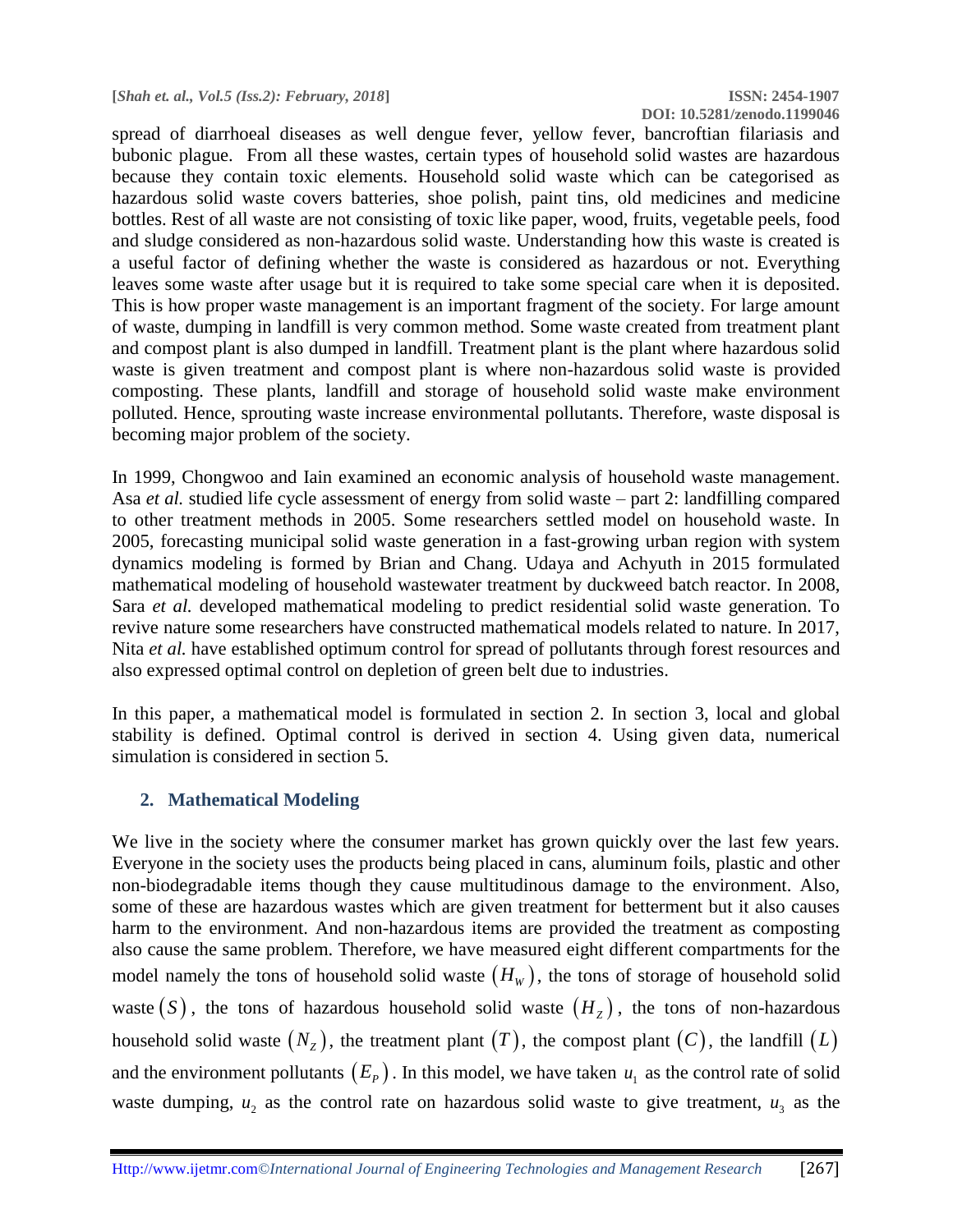spread of diarrhoeal diseases as well dengue fever, yellow fever, bancroftian filariasis and bubonic plague. From all these wastes, certain types of household solid wastes are hazardous because they contain toxic elements. Household solid waste which can be categorised as hazardous solid waste covers batteries, shoe polish, paint tins, old medicines and medicine bottles. Rest of all waste are not consisting of toxic like paper, wood, fruits, vegetable peels, food and sludge considered as non-hazardous solid waste. Understanding how this waste is created is a useful factor of defining whether the waste is considered as hazardous or not. Everything leaves some waste after usage but it is required to take some special care when it is deposited. This is how proper waste management is an important fragment of the society. For large amount of waste, dumping in landfill is very common method. Some waste created from treatment plant and compost plant is also dumped in landfill. Treatment plant is the plant where hazardous solid waste is given treatment and compost plant is where non-hazardous solid waste is provided composting. These plants, landfill and storage of household solid waste make environment polluted. Hence, sprouting waste increase environmental pollutants. Therefore, waste disposal is becoming major problem of the society.

In 1999, Chongwoo and Iain examined an economic analysis of household waste management. Asa *et al.* studied life cycle assessment of energy from solid waste – part 2: landfilling compared to other treatment methods in 2005. Some researchers settled model on household waste. In 2005, forecasting municipal solid waste generation in a fast-growing urban region with system dynamics modeling is formed by Brian and Chang. Udaya and Achyuth in 2015 formulated mathematical modeling of household wastewater treatment by duckweed batch reactor. In 2008, Sara *et al.* developed mathematical modeling to predict residential solid waste generation. To revive nature some researchers have constructed mathematical models related to nature. In 2017, Nita *et al.* have established optimum control for spread of pollutants through forest resources and also expressed optimal control on depletion of green belt due to industries.

In this paper, a mathematical model is formulated in section 2. In section 3, local and global stability is defined. Optimal control is derived in section 4. Using given data, numerical simulation is considered in section 5.

## 2. Mathematical Modeling

We live in the society where the consumer market has grown quickly over the last few years. Everyone in the society uses the products being placed in cans, aluminum foils, plastic and other non-biodegradable items though they cause multitudinous damage to the environment. Also, some of these are hazardous wastes which are given treatment for betterment but it also causes harm to the environment. And non-hazardous items are provided the treatment as composting also cause the same problem. Therefore, we have measured eight different compartments for the model namely the tons of household solid waste $(H_W)$, the tons of storage of household solid waste $(S)$, the tons of hazardous household solid waste $(H_Z)$, the tons of non-hazardous household solid waste $(N_Z)$, the treatment plant $(T)$, the compost plant $(C)$, the landfill $(L)$ and the environment pollutants $(E_P)$. In this model, we have taken $u_1$ as the control rate of solid waste dumping, $u_2$ as the control rate on hazardous solid waste to give treatment, $u_3$ as the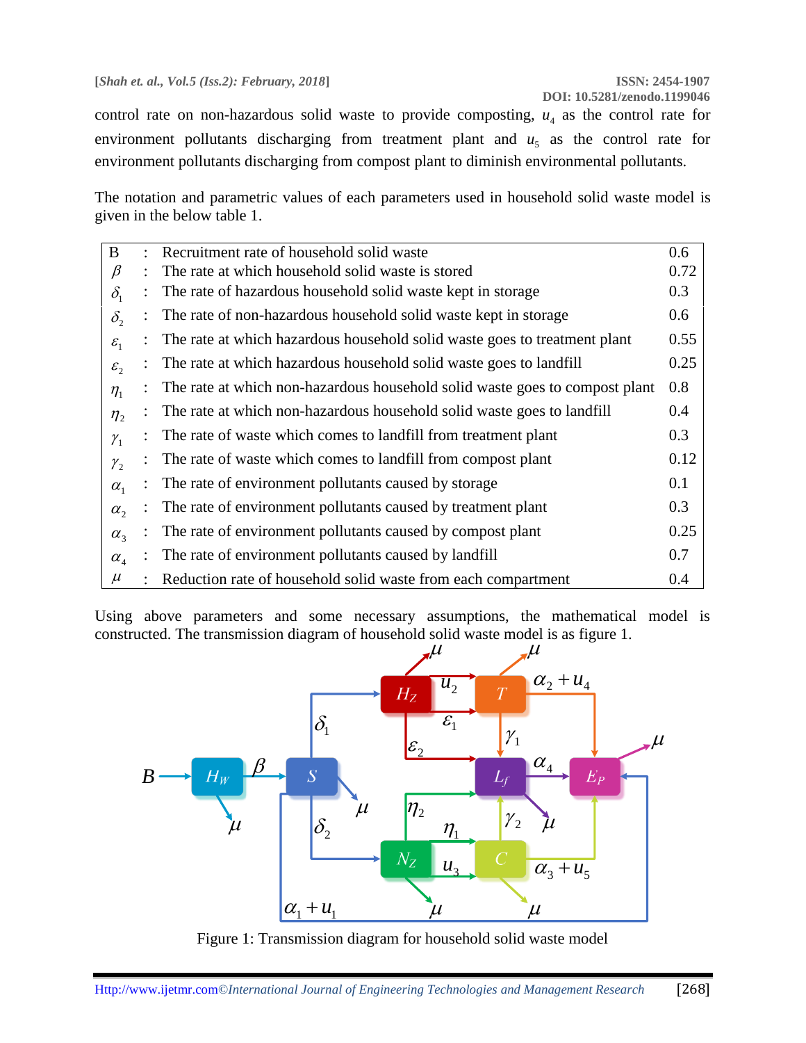control rate on non-hazardous solid waste to provide composting, $u_4$ as the control rate for environment pollutants discharging from treatment plant and $u_5$ as the control rate for environment pollutants discharging from compost plant to diminish environmental pollutants.

The notation and parametric values of each parameters used in household solid waste model is given in the below table 1.

| | | | |
|---|---|---|---|
| B | : | Recruitment rate of household solid waste | 0.6 |
| $\beta$ | : | The rate at which household solid waste is stored | 0.72 |
| $\delta_1$ | : | The rate of hazardous household solid waste kept in storage | 0.3 |
| $\delta_2$ | : | The rate of non-hazardous household solid waste kept in storage | 0.6 |
| $\varepsilon_1$ | : | The rate at which hazardous household solid waste goes to treatment plant | 0.55 |
| $\varepsilon_2$ | : | The rate at which hazardous household solid waste goes to landfill | 0.25 |
| $\eta_1$ | : | The rate at which non-hazardous household solid waste goes to compost plant | 0.8 |
| $\eta_2$ | : | The rate at which non-hazardous household solid waste goes to landfill | 0.4 |
| $\gamma_1$ | : | The rate of waste which comes to landfill from treatment plant | 0.3 |
| $\gamma_2$ | : | The rate of waste which comes to landfill from compost plant | 0.12 |
| $\alpha_1$ | : | The rate of environment pollutants caused by storage | 0.1 |
| $\alpha_2$ | : | The rate of environment pollutants caused by treatment plant | 0.3 |
| $\alpha_3$ | : | The rate of environment pollutants caused by compost plant | 0.25 |
| $\alpha_4$ | : | The rate of environment pollutants caused by landfill | 0.7 |
| $\mu$ | : | Reduction rate of household solid waste from each compartment | 0.4 |

Using above parameters and some necessary assumptions, the mathematical model is constructed. The transmission diagram of household solid waste model is as figure 1.

Figure 1: Transmission diagram for household solid waste model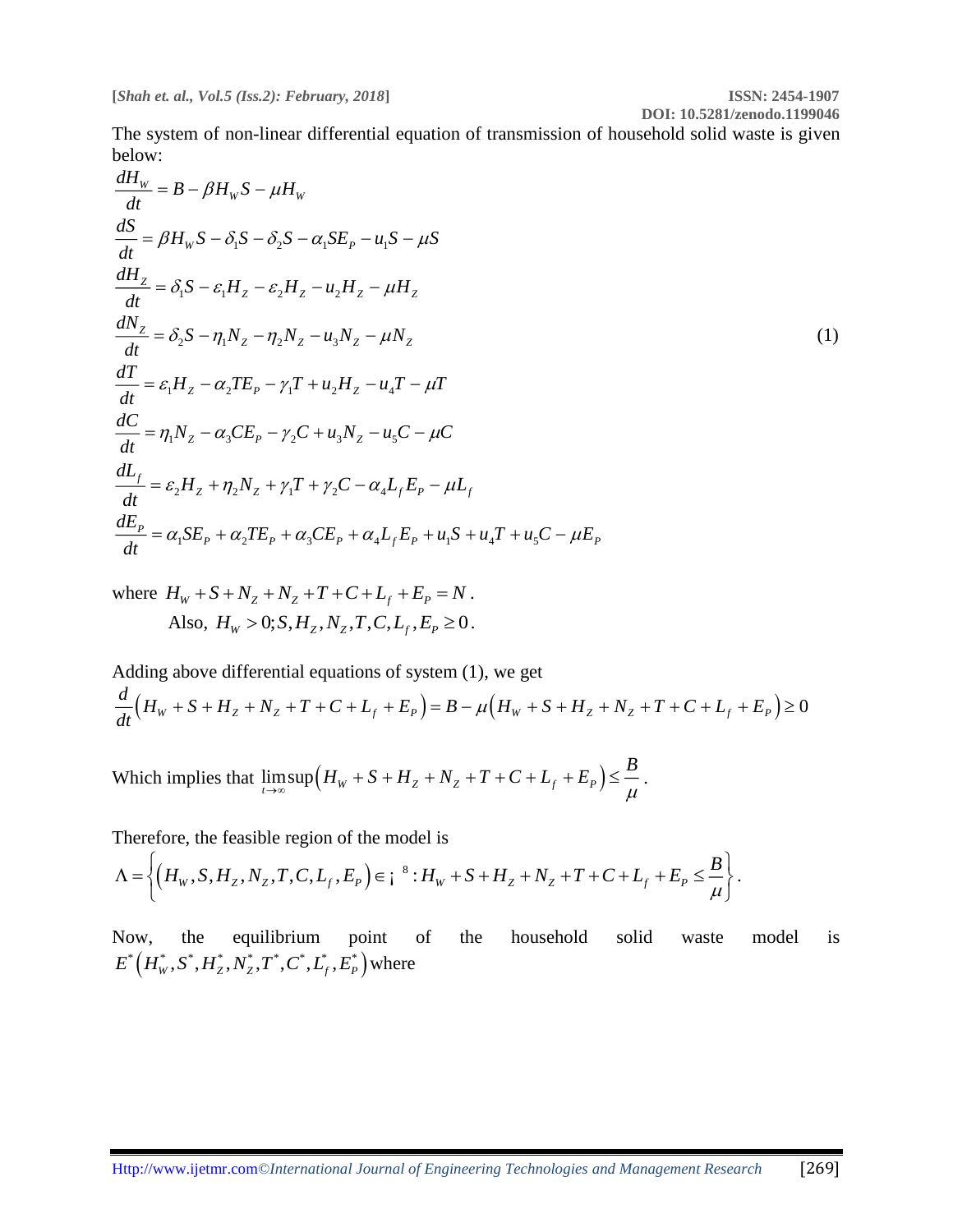The system of non-linear differential equation of transmission of household solid waste is given below:

$$
\begin{aligned}
\frac{dH_W}{dt} &= B - \beta H_W S - \mu H_W \\
\frac{dS}{dt} &= \beta H_W S - \delta_1 S - \delta_2 S - \alpha_1 S E_P - u_1 S - \mu S \\
\frac{dH_Z}{dt} &= \delta_1 S - \varepsilon_1 H_Z - \varepsilon_2 H_Z - u_2 H_Z - \mu H_Z \\
\frac{dN_Z}{dt} &= \delta_2 S - \eta_1 N_Z - \eta_2 N_Z - u_3 N_Z - \mu N_Z \\
\frac{dT}{dt} &= \varepsilon_1 H_Z - \alpha_2 T E_P - \gamma_1 T + u_2 H_Z - u_4 T - \mu T \\
\frac{dC}{dt} &= \eta_1 N_Z - \alpha_3 C E_P - \gamma_2 C + u_3 N_Z - u_5 C - \mu C \\
\frac{dL_f}{dt} &= \varepsilon_2 H_Z + \eta_2 N_Z + \gamma_1 T + \gamma_2 C - \alpha_4 L_f E_P - \mu L_f \\
\frac{dE_P}{dt} &= \alpha_1 S E_P + \alpha_2 T E_P + \alpha_3 C E_P + \alpha_4 L_f E_P + u_1 S + u_4 T + u_5 C - \mu E_P
\end{aligned}
\tag{1}
$$

where $H_W + S + N_Z + N_Z + T + C + L_f + E_P = N$.

Also, $H_W > 0; S, H_Z, N_Z, T, C, L_f, E_P \geq 0$.

Adding above differential equations of system (1), we get

$$
\frac{d}{dt}\left(H_W + S + H_Z + N_Z + T + C + L_f + E_P\right) = B - \mu\left(H_W + S + H_Z + N_Z + T + C + L_f + E_P\right) \geq 0
$$

Which implies that $\limsup_{t\to\infty}\left(H_W + S + H_Z + N_Z + T + C + L_f + E_P\right) \leq \frac{B}{\mu}$.

Therefore, the feasible region of the model is

$$
\Lambda = \left\{\left(H_W, S, H_Z, N_Z, T, C, L_f, E_P\right) \in \mathbb{R}^8 : H_W + S + H_Z + N_Z + T + C + L_f + E_P \leq \frac{B}{\mu}\right\}.
$$

Now, the equilibrium point of the household solid waste model is $E^*\left(H_W^*, S^*, H_Z^*, N_Z^*, T^*, C^*, L_f^*, E_P^*\right)$ where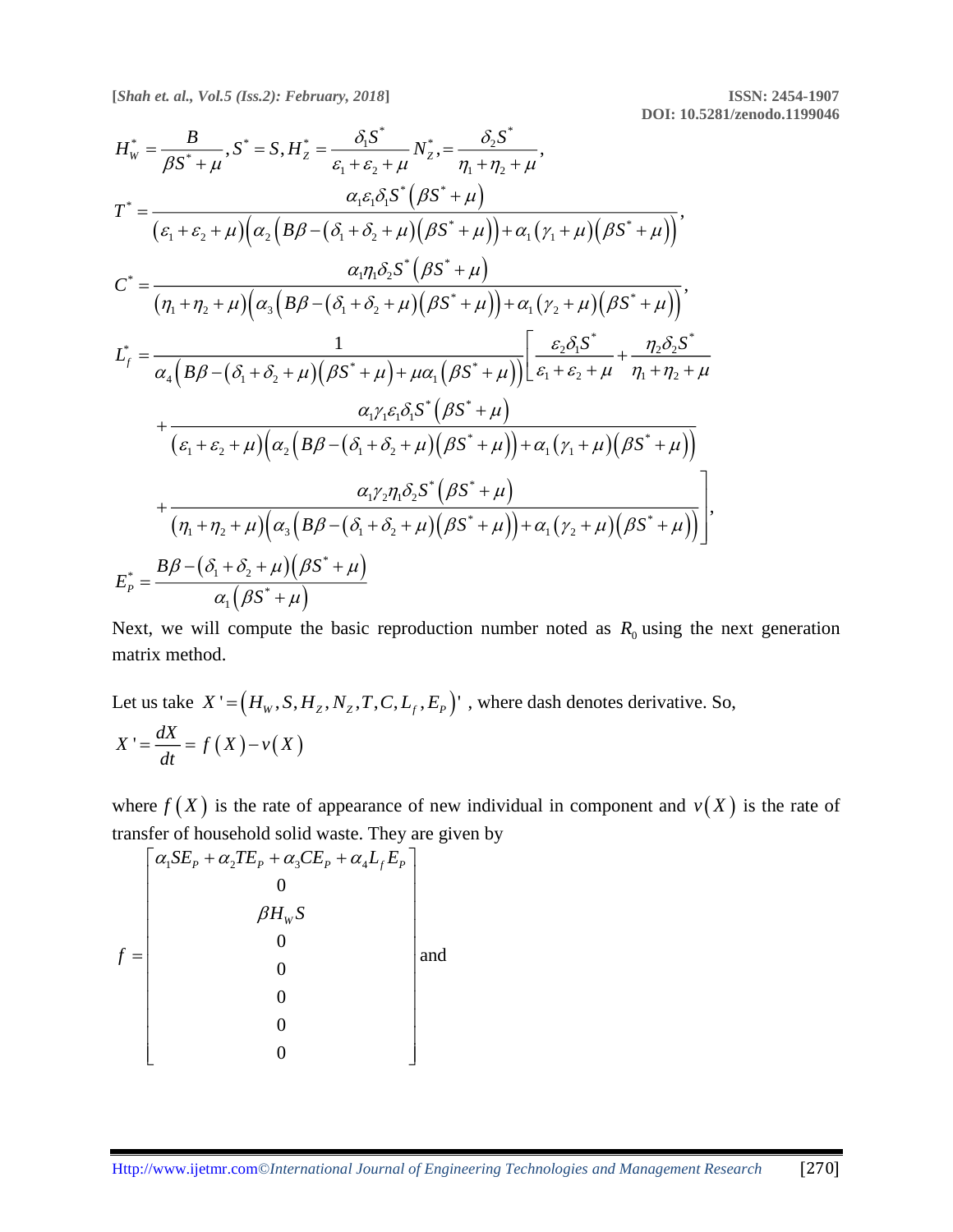$$H_W^* = \frac{B}{\beta S^* + \mu}, S^* = S, H_Z^* = \frac{\delta_1 S^*}{\varepsilon_1 + \varepsilon_2 + \mu} N_Z^*, = \frac{\delta_2 S^*}{\eta_1 + \eta_2 + \mu},$$

$$T^* = \frac{\alpha_1 \varepsilon_1 \delta_1 S^* \left(\beta S^* + \mu\right)}{\left(\varepsilon_1 + \varepsilon_2 + \mu\right)\left(\alpha_2\left(B\beta - \left(\delta_1 + \delta_2 + \mu\right)\left(\beta S^* + \mu\right)\right) + \alpha_1\left(\gamma_1 + \mu\right)\left(\beta S^* + \mu\right)\right)},$$

$$C^* = \frac{\alpha_1 \eta_1 \delta_2 S^* \left(\beta S^* + \mu\right)}{\left(\eta_1 + \eta_2 + \mu\right)\left(\alpha_3\left(B\beta - \left(\delta_1 + \delta_2 + \mu\right)\left(\beta S^* + \mu\right)\right) + \alpha_1\left(\gamma_2 + \mu\right)\left(\beta S^* + \mu\right)\right)},$$

$$\begin{aligned}
L_f^* = \frac{1}{\alpha_4\left(B\beta - \left(\delta_1 + \delta_2 + \mu\right)\left(\beta S^* + \mu\right) + \mu\alpha_1\left(\beta S^* + \mu\right)\right)} \Bigg[ & \frac{\varepsilon_2 \delta_1 S^*}{\varepsilon_1 + \varepsilon_2 + \mu} + \frac{\eta_2 \delta_2 S^*}{\eta_1 + \eta_2 + \mu} \\
& + \frac{\alpha_1 \gamma_1 \varepsilon_1 \delta_1 S^* \left(\beta S^* + \mu\right)}{\left(\varepsilon_1 + \varepsilon_2 + \mu\right)\left(\alpha_2\left(B\beta - \left(\delta_1 + \delta_2 + \mu\right)\left(\beta S^* + \mu\right)\right) + \alpha_1\left(\gamma_1 + \mu\right)\left(\beta S^* + \mu\right)\right)} \\
& + \frac{\alpha_1 \gamma_2 \eta_1 \delta_2 S^* \left(\beta S^* + \mu\right)}{\left(\eta_1 + \eta_2 + \mu\right)\left(\alpha_3\left(B\beta - \left(\delta_1 + \delta_2 + \mu\right)\left(\beta S^* + \mu\right)\right) + \alpha_1\left(\gamma_2 + \mu\right)\left(\beta S^* + \mu\right)\right)} \Bigg],
\end{aligned}$$

$$E_P^* = \frac{B\beta - \left(\delta_1 + \delta_2 + \mu\right)\left(\beta S^* + \mu\right)}{\alpha_1\left(\beta S^* + \mu\right)}$$

Next, we will compute the basic reproduction number noted as $R_0$ using the next generation matrix method.

Let us take $X' = \left(H_W, S, H_Z, N_Z, T, C, L_f, E_P\right)'$, where dash denotes derivative. So,

$$X' = \frac{dX}{dt} = f\left(X\right) - v\left(X\right)$$

where $f\left(X\right)$ is the rate of appearance of new individual in component and $v\left(X\right)$ is the rate of transfer of household solid waste. They are given by

$$f = \begin{bmatrix} \alpha_1 S E_P + \alpha_2 T E_P + \alpha_3 C E_P + \alpha_4 L_f E_P \\ 0 \\ \beta H_W S \\ 0 \\ 0 \\ 0 \\ 0 \\ 0 \end{bmatrix} \text{ and}$$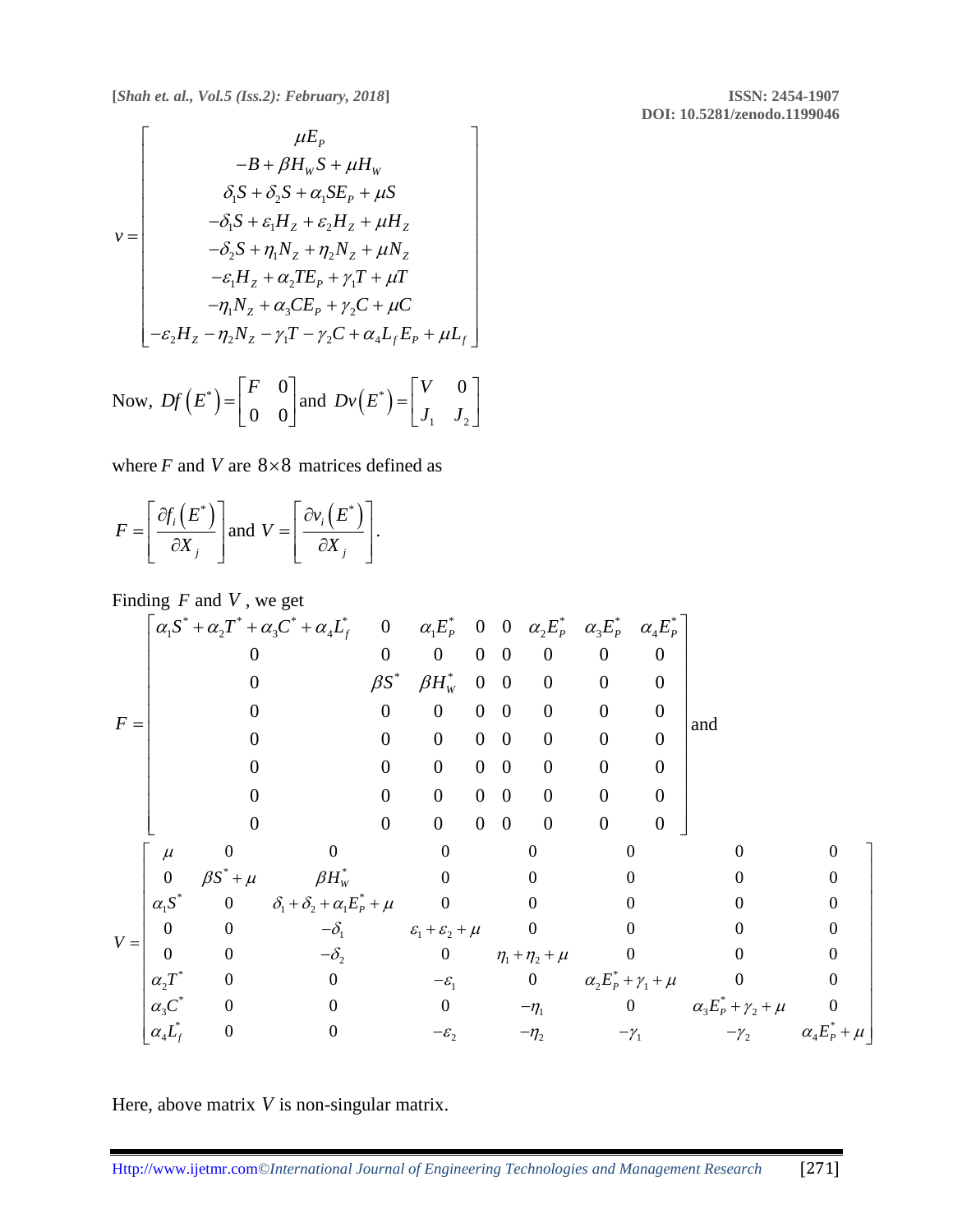$$
v = \begin{bmatrix} \mu E_P \\ -B + \beta H_W S + \mu H_W \\ \delta_1 S + \delta_2 S + \alpha_1 S E_P + \mu S \\ -\delta_1 S + \varepsilon_1 H_Z + \varepsilon_2 H_Z + \mu H_Z \\ -\delta_2 S + \eta_1 N_Z + \eta_2 N_Z + \mu N_Z \\ -\varepsilon_1 H_Z + \alpha_2 T E_P + \gamma_1 T + \mu T \\ -\eta_1 N_Z + \alpha_3 C E_P + \gamma_2 C + \mu C \\ -\varepsilon_2 H_Z - \eta_2 N_Z - \gamma_1 T - \gamma_2 C + \alpha_4 L_f E_P + \mu L_f \end{bmatrix}
$$

Now, $Df\left(E^*\right) = \begin{bmatrix} F & 0 \\ 0 & 0 \end{bmatrix}$ and $Dv\left(E^*\right) = \begin{bmatrix} V & 0 \\ J_1 & J_2 \end{bmatrix}$

where $F$ and $V$ are $8 \times 8$ matrices defined as

$$
F = \left[ \frac{\partial f_i\left(E^*\right)}{\partial X_j} \right] \text{ and } V = \left[ \frac{\partial v_i\left(E^*\right)}{\partial X_j} \right].
$$

Finding $F$ and $V$, we get

$$
F = \begin{bmatrix} \alpha_1 S^* + \alpha_2 T^* + \alpha_3 C^* + \alpha_4 L_f^* & 0 & \alpha_1 E_P^* & 0 & 0 & \alpha_2 E_P^* & \alpha_3 E_P^* & \alpha_4 E_P^* \\ 0 & 0 & 0 & 0 & 0 & 0 & 0 & 0 \\ 0 & \beta S^* & \beta H_W^* & 0 & 0 & 0 & 0 & 0 \\ 0 & 0 & 0 & 0 & 0 & 0 & 0 & 0 \\ 0 & 0 & 0 & 0 & 0 & 0 & 0 & 0 \\ 0 & 0 & 0 & 0 & 0 & 0 & 0 & 0 \\ 0 & 0 & 0 & 0 & 0 & 0 & 0 & 0 \\ 0 & 0 & 0 & 0 & 0 & 0 & 0 & 0 \end{bmatrix} \text{ and}
$$

$$
V = \begin{bmatrix} \mu & 0 & 0 & 0 & 0 & 0 & 0 & 0 \\ 0 & \beta S^* + \mu & \beta H_W^* & 0 & 0 & 0 & 0 & 0 \\ \alpha_1 S^* & 0 & \delta_1 + \delta_2 + \alpha_1 E_P^* + \mu & 0 & 0 & 0 & 0 & 0 \\ 0 & 0 & -\delta_1 & \varepsilon_1 + \varepsilon_2 + \mu & 0 & 0 & 0 & 0 \\ 0 & 0 & -\delta_2 & 0 & \eta_1 + \eta_2 + \mu & 0 & 0 & 0 \\ \alpha_2 T^* & 0 & 0 & -\varepsilon_1 & 0 & \alpha_2 E_P^* + \gamma_1 + \mu & 0 & 0 \\ \alpha_3 C^* & 0 & 0 & 0 & -\eta_1 & 0 & \alpha_3 E_P^* + \gamma_2 + \mu & 0 \\ \alpha_4 L_f^* & 0 & 0 & -\varepsilon_2 & -\eta_2 & -\gamma_1 & -\gamma_2 & \alpha_4 E_P^* + \mu \end{bmatrix}
$$

Here, above matrix $V$ is non-singular matrix.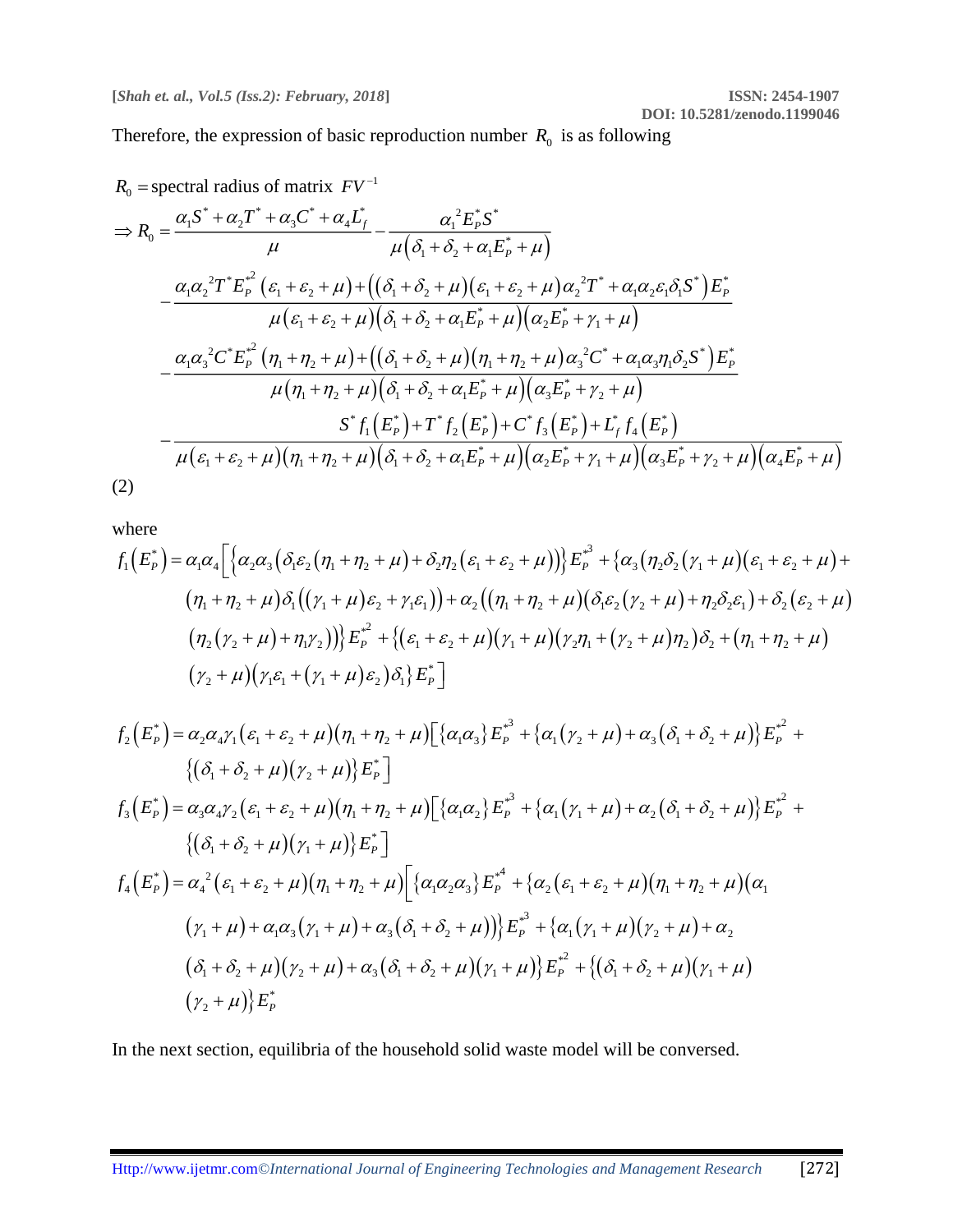Therefore, the expression of basic reproduction number $R_0$ is as following

$$
\begin{aligned}
& R_0 = \text{spectral radius of matrix } FV^{-1} \\
& \Rightarrow R_0 = \frac{\alpha_1 S^* + \alpha_2 T^* + \alpha_3 C^* + \alpha_4 L_f^*}{\mu} - \frac{\alpha_1{}^2 E_P^* S^*}{\mu\left(\delta_1 + \delta_2 + \alpha_1 E_P^* + \mu\right)} \\
& \quad - \frac{\alpha_1 \alpha_2{}^2 T^* E_P^{*2}\left(\varepsilon_1 + \varepsilon_2 + \mu\right) + \left(\left(\delta_1 + \delta_2 + \mu\right)\left(\varepsilon_1 + \varepsilon_2 + \mu\right)\alpha_2{}^2 T^* + \alpha_1 \alpha_2 \varepsilon_1 \delta_1 S^*\right) E_P^*}{\mu\left(\varepsilon_1 + \varepsilon_2 + \mu\right)\left(\delta_1 + \delta_2 + \alpha_1 E_P^* + \mu\right)\left(\alpha_2 E_P^* + \gamma_1 + \mu\right)} \\
& \quad - \frac{\alpha_1 \alpha_3{}^2 C^* E_P^{*2}\left(\eta_1 + \eta_2 + \mu\right) + \left(\left(\delta_1 + \delta_2 + \mu\right)\left(\eta_1 + \eta_2 + \mu\right)\alpha_3{}^2 C^* + \alpha_1 \alpha_3 \eta_1 \delta_2 S^*\right) E_P^*}{\mu\left(\eta_1 + \eta_2 + \mu\right)\left(\delta_1 + \delta_2 + \alpha_1 E_P^* + \mu\right)\left(\alpha_3 E_P^* + \gamma_2 + \mu\right)} \\
& \quad - \frac{S^* f_1\left(E_P^*\right) + T^* f_2\left(E_P^*\right) + C^* f_3\left(E_P^*\right) + L_f^* f_4\left(E_P^*\right)}{\mu\left(\varepsilon_1 + \varepsilon_2 + \mu\right)\left(\eta_1 + \eta_2 + \mu\right)\left(\delta_1 + \delta_2 + \alpha_1 E_P^* + \mu\right)\left(\alpha_2 E_P^* + \gamma_1 + \mu\right)\left(\alpha_3 E_P^* + \gamma_2 + \mu\right)\left(\alpha_4 E_P^* + \mu\right)}
\end{aligned}
$$

(2)

where

$$
\begin{aligned}
f_1\left(E_P^*\right) = \alpha_1 \alpha_4 \Big[ & \left\{\alpha_2 \alpha_3\left(\delta_1 \varepsilon_2\left(\eta_1 + \eta_2 + \mu\right) + \delta_2 \eta_2\left(\varepsilon_1 + \varepsilon_2 + \mu\right)\right)\right\} E_P^{*3} + \left\{\alpha_3\left(\eta_2 \delta_2\left(\gamma_1 + \mu\right)\left(\varepsilon_1 + \varepsilon_2 + \mu\right) + \right.\right. \\
& \left(\eta_1 + \eta_2 + \mu\right)\delta_1\left(\left(\gamma_1 + \mu\right)\varepsilon_2 + \gamma_1 \varepsilon_1\right)\big) + \alpha_2\left(\left(\eta_1 + \eta_2 + \mu\right)\left(\delta_1 \varepsilon_2\left(\gamma_2 + \mu\right) + \eta_2 \delta_2 \varepsilon_1\right) + \delta_2\left(\varepsilon_2 + \mu\right)\right. \\
& \left.\left.\left(\eta_2\left(\gamma_2 + \mu\right) + \eta_1 \gamma_2\right)\right)\right\} E_P^{*2} + \left\{\left(\varepsilon_1 + \varepsilon_2 + \mu\right)\left(\gamma_1 + \mu\right)\left(\gamma_2 \eta_1 + \left(\gamma_2 + \mu\right)\eta_2\right)\delta_2 + \left(\eta_1 + \eta_2 + \mu\right)\right. \\
& \left.\left(\gamma_2 + \mu\right)\left(\gamma_1 \varepsilon_1 + \left(\gamma_1 + \mu\right)\varepsilon_2\right)\delta_1\right\} E_P^* \Big]
\end{aligned}
$$

$$
\begin{aligned}
f_2\left(E_P^*\right) &= \alpha_2 \alpha_4 \gamma_1\left(\varepsilon_1 + \varepsilon_2 + \mu\right)\left(\eta_1 + \eta_2 + \mu\right)\Big[\left\{\alpha_1 \alpha_3\right\} E_P^{*3} + \left\{\alpha_1\left(\gamma_2 + \mu\right) + \alpha_3\left(\delta_1 + \delta_2 + \mu\right)\right\} E_P^{*2} + \\
& \quad \left\{\left(\delta_1 + \delta_2 + \mu\right)\left(\gamma_2 + \mu\right)\right\} E_P^* \Big] \\
f_3\left(E_P^*\right) &= \alpha_3 \alpha_4 \gamma_2\left(\varepsilon_1 + \varepsilon_2 + \mu\right)\left(\eta_1 + \eta_2 + \mu\right)\Big[\left\{\alpha_1 \alpha_2\right\} E_P^{*3} + \left\{\alpha_1\left(\gamma_1 + \mu\right) + \alpha_2\left(\delta_1 + \delta_2 + \mu\right)\right\} E_P^{*2} + \\
& \quad \left\{\left(\delta_1 + \delta_2 + \mu\right)\left(\gamma_1 + \mu\right)\right\} E_P^* \Big] \\
f_4\left(E_P^*\right) &= \alpha_4{}^2\left(\varepsilon_1 + \varepsilon_2 + \mu\right)\left(\eta_1 + \eta_2 + \mu\right)\Big[\left\{\alpha_1 \alpha_2 \alpha_3\right\} E_P^{*4} + \left\{\alpha_2\left(\varepsilon_1 + \varepsilon_2 + \mu\right)\left(\eta_1 + \eta_2 + \mu\right)\left(\alpha_1\right.\right. \\
& \quad \left.\left.\left(\gamma_1 + \mu\right) + \alpha_1 \alpha_3\left(\gamma_1 + \mu\right) + \alpha_3\left(\delta_1 + \delta_2 + \mu\right)\right)\right\} E_P^{*3} + \left\{\alpha_1\left(\gamma_1 + \mu\right)\left(\gamma_2 + \mu\right) + \alpha_2\right. \\
& \quad \left.\left(\delta_1 + \delta_2 + \mu\right)\left(\gamma_2 + \mu\right) + \alpha_3\left(\delta_1 + \delta_2 + \mu\right)\left(\gamma_1 + \mu\right)\right\} E_P^{*2} + \left\{\left(\delta_1 + \delta_2 + \mu\right)\left(\gamma_1 + \mu\right)\right. \\
& \quad \left.\left(\gamma_2 + \mu\right)\right\} E_P^*
\end{aligned}
$$

In the next section, equilibria of the household solid waste model will be conversed.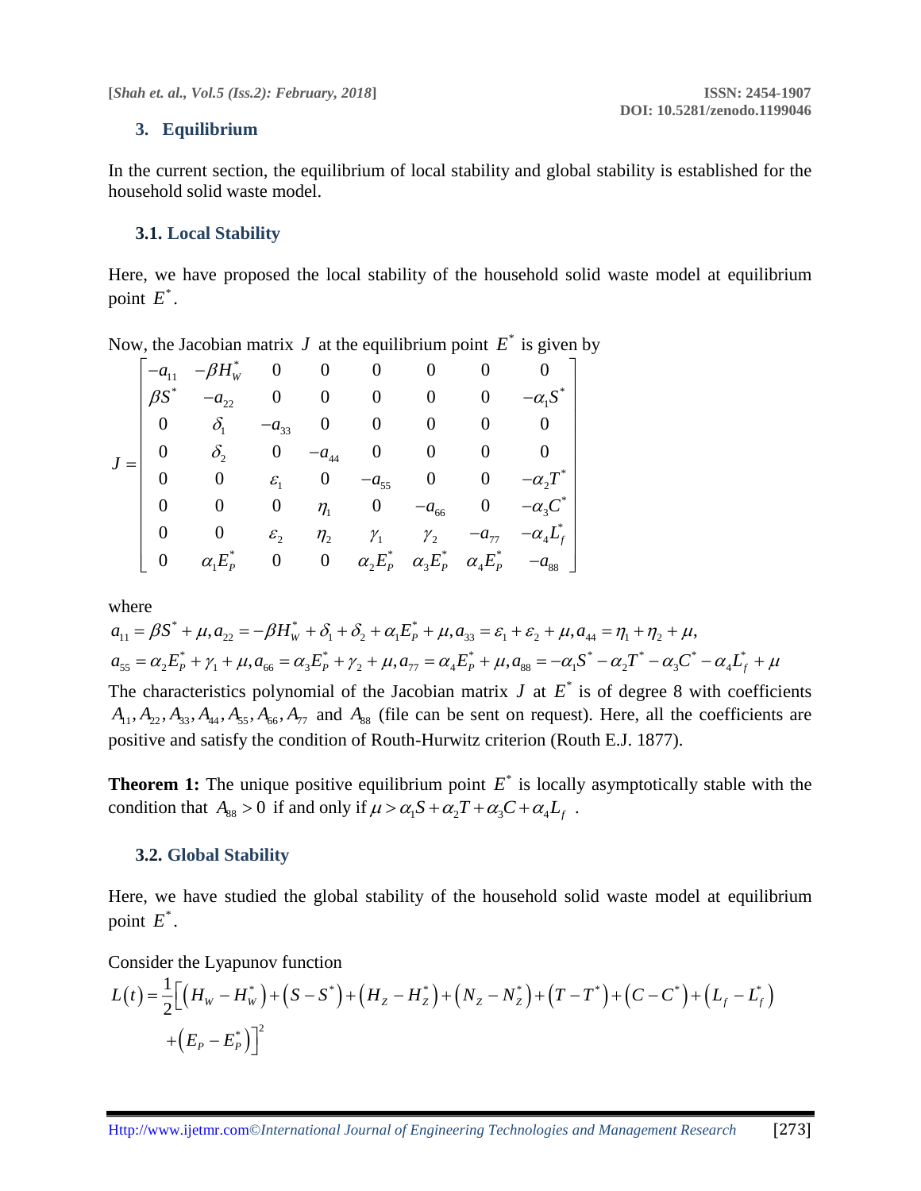## 3. Equilibrium

In the current section, the equilibrium of local stability and global stability is established for the household solid waste model.

### 3.1. Local Stability

Here, we have proposed the local stability of the household solid waste model at equilibrium point $E^*$.

Now, the Jacobian matrix $J$ at the equilibrium point $E^*$ is given by

$$J = \begin{bmatrix} -a_{11} & -\beta H_W^* & 0 & 0 & 0 & 0 & 0 & 0 \\ \beta S^* & -a_{22} & 0 & 0 & 0 & 0 & 0 & -\alpha_1 S^* \\ 0 & \delta_1 & -a_{33} & 0 & 0 & 0 & 0 & 0 \\ 0 & \delta_2 & 0 & -a_{44} & 0 & 0 & 0 & 0 \\ 0 & 0 & \varepsilon_1 & 0 & -a_{55} & 0 & 0 & -\alpha_2 T^* \\ 0 & 0 & 0 & \eta_1 & 0 & -a_{66} & 0 & -\alpha_3 C^* \\ 0 & 0 & \varepsilon_2 & \eta_2 & \gamma_1 & \gamma_2 & -a_{77} & -\alpha_4 L_f^* \\ 0 & \alpha_1 E_P^* & 0 & 0 & \alpha_2 E_P^* & \alpha_3 E_P^* & \alpha_4 E_P^* & -a_{88} \end{bmatrix}$$

where

$$a_{11} = \beta S^* + \mu, a_{22} = -\beta H_W^* + \delta_1 + \delta_2 + \alpha_1 E_P^* + \mu, a_{33} = \varepsilon_1 + \varepsilon_2 + \mu, a_{44} = \eta_1 + \eta_2 + \mu,$$

$$a_{55} = \alpha_2 E_P^* + \gamma_1 + \mu, a_{66} = \alpha_3 E_P^* + \gamma_2 + \mu, a_{77} = \alpha_4 E_P^* + \mu, a_{88} = -\alpha_1 S^* - \alpha_2 T^* - \alpha_3 C^* - \alpha_4 L_f^* + \mu$$

The characteristics polynomial of the Jacobian matrix $J$ at $E^*$ is of degree 8 with coefficients $A_{11}, A_{22}, A_{33}, A_{44}, A_{55}, A_{66}, A_{77}$ and $A_{88}$ (file can be sent on request). Here, all the coefficients are positive and satisfy the condition of Routh-Hurwitz criterion (Routh E.J. 1877).

**Theorem 1:** The unique positive equilibrium point $E^*$ is locally asymptotically stable with the condition that $A_{88} > 0$ if and only if $\mu > \alpha_1 S + \alpha_2 T + \alpha_3 C + \alpha_4 L_f$ .

### 3.2. Global Stability

Here, we have studied the global stability of the household solid waste model at equilibrium point $E^*$.

Consider the Lyapunov function

$$L(t) = \frac{1}{2}\Big[\left(H_W - H_W^*\right) + \left(S - S^*\right) + \left(H_Z - H_Z^*\right) + \left(N_Z - N_Z^*\right) + \left(T - T^*\right) + \left(C - C^*\right) + \left(L_f - L_f^*\right) + \left(E_P - E_P^*\right)\Big]^2$$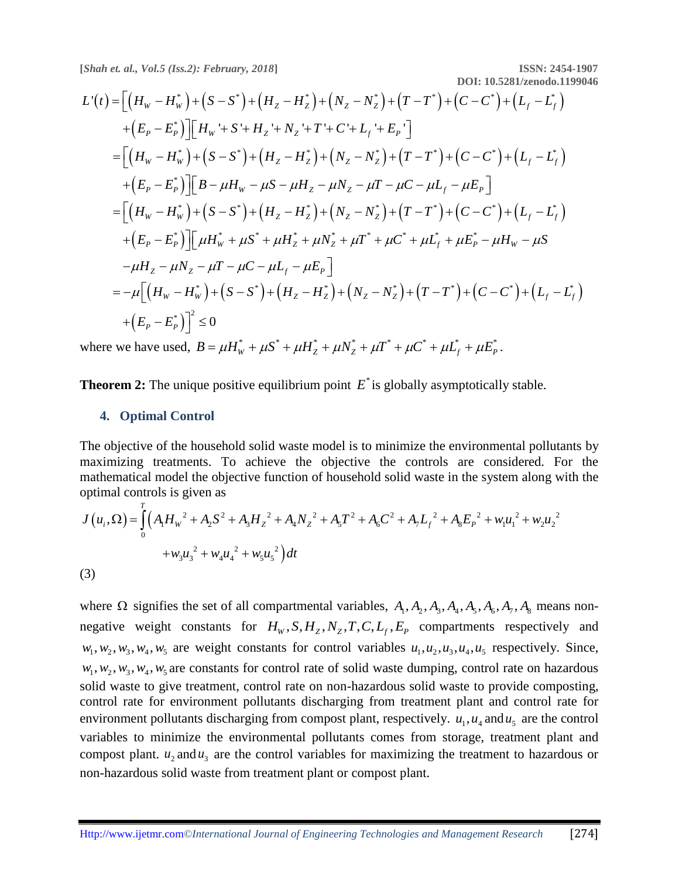$$
\begin{aligned}
L'(t) &= \Big[\left(H_W - H_W^*\right) + \left(S - S^*\right) + \left(H_Z - H_Z^*\right) + \left(N_Z - N_Z^*\right) + \left(T - T^*\right) + \left(C - C^*\right) + \left(L_f - L_f^*\right) \\
&\quad + \left(E_P - E_P^*\right)\Big]\Big[H_W' + S' + H_Z' + N_Z' + T' + C' + L_f' + E_P'\Big] \\
&= \Big[\left(H_W - H_W^*\right) + \left(S - S^*\right) + \left(H_Z - H_Z^*\right) + \left(N_Z - N_Z^*\right) + \left(T - T^*\right) + \left(C - C^*\right) + \left(L_f - L_f^*\right) \\
&\quad + \left(E_P - E_P^*\right)\Big]\Big[B - \mu H_W - \mu S - \mu H_Z - \mu N_Z - \mu T - \mu C - \mu L_f - \mu E_P\Big] \\
&= \Big[\left(H_W - H_W^*\right) + \left(S - S^*\right) + \left(H_Z - H_Z^*\right) + \left(N_Z - N_Z^*\right) + \left(T - T^*\right) + \left(C - C^*\right) + \left(L_f - L_f^*\right) \\
&\quad + \left(E_P - E_P^*\right)\Big]\Big[\mu H_W^* + \mu S^* + \mu H_Z^* + \mu N_Z^* + \mu T^* + \mu C^* + \mu L_f^* + \mu E_P^* - \mu H_W - \mu S \\
&\quad - \mu H_Z - \mu N_Z - \mu T - \mu C - \mu L_f - \mu E_P\Big] \\
&= -\mu\Big[\left(H_W - H_W^*\right) + \left(S - S^*\right) + \left(H_Z - H_Z^*\right) + \left(N_Z - N_Z^*\right) + \left(T - T^*\right) + \left(C - C^*\right) + \left(L_f - L_f^*\right) \\
&\quad + \left(E_P - E_P^*\right)\Big]^2 \le 0
\end{aligned}
$$

where we have used, $B = \mu H_W^* + \mu S^* + \mu H_Z^* + \mu N_Z^* + \mu T^* + \mu C^* + \mu L_f^* + \mu E_P^*$.

**Theorem 2:** The unique positive equilibrium point $E^*$ is globally asymptotically stable.

## 4. Optimal Control

The objective of the household solid waste model is to minimize the environmental pollutants by maximizing treatments. To achieve the objective the controls are considered. For the mathematical model the objective function of household solid waste in the system along with the optimal controls is given as

$$
J\left(u_i, \Omega\right) = \int_0^T \Big( A_1 H_W{}^2 + A_2 S^2 + A_3 H_Z{}^2 + A_4 N_Z{}^2 + A_5 T^2 + A_6 C^2 + A_7 L_f{}^2 + A_8 E_P{}^2 + w_1 u_1{}^2 + w_2 u_2{}^2 + w_3 u_3{}^2 + w_4 u_4{}^2 + w_5 u_5{}^2 \Big) dt
$$

(3)

where $\Omega$ signifies the set of all compartmental variables, $A_1, A_2, A_3, A_4, A_5, A_6, A_7, A_8$ means non-negative weight constants for $H_W, S, H_Z, N_Z, T, C, L_f, E_P$ compartments respectively and $w_1, w_2, w_3, w_4, w_5$ are weight constants for control variables $u_1, u_2, u_3, u_4, u_5$ respectively. Since, $w_1, w_2, w_3, w_4, w_5$ are constants for control rate of solid waste dumping, control rate on hazardous solid waste to give treatment, control rate on non-hazardous solid waste to provide composting, control rate for environment pollutants discharging from treatment plant and control rate for environment pollutants discharging from compost plant, respectively. $u_1, u_4$ and $u_5$ are the control variables to minimize the environmental pollutants comes from storage, treatment plant and compost plant. $u_2$ and $u_3$ are the control variables for maximizing the treatment to hazardous or non-hazardous solid waste from treatment plant or compost plant.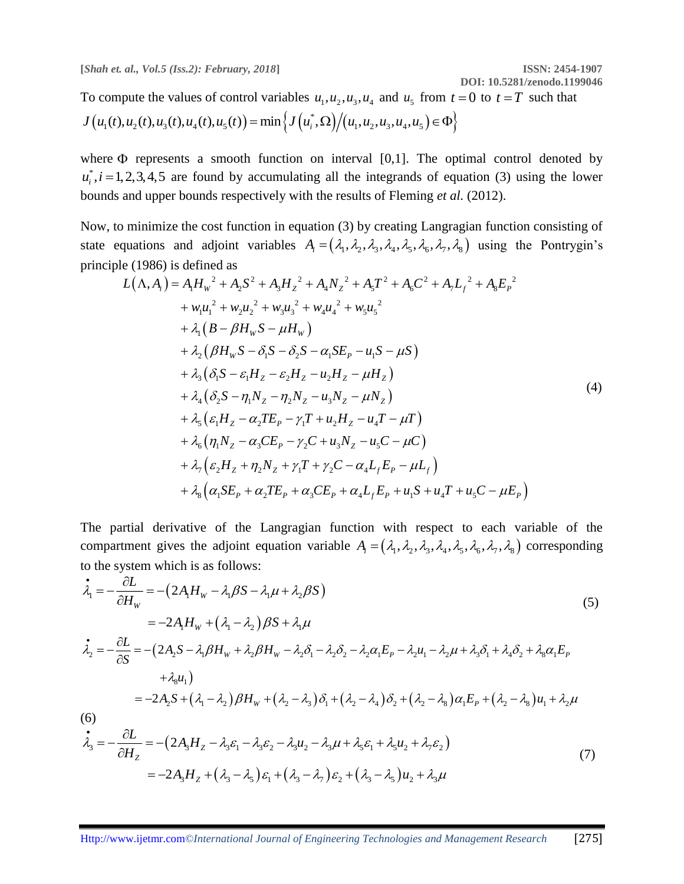To compute the values of control variables $u_1, u_2, u_3, u_4$ and $u_5$ from $t=0$ to $t=T$ such that

$$J\left(u_1(t), u_2(t), u_3(t), u_4(t), u_5(t)\right) = \min\left\{J\left(u_i^*, \Omega\right) / \left(u_1, u_2, u_3, u_4, u_5\right) \in \Phi\right\}$$

where $\Phi$ represents a smooth function on interval [0,1]. The optimal control denoted by $u_i^*, i=1,2,3,4,5$ are found by accumulating all the integrands of equation (3) using the lower bounds and upper bounds respectively with the results of Fleming *et al.* (2012).

Now, to minimize the cost function in equation (3) by creating Langragian function consisting of state equations and adjoint variables $A_i = (\lambda_1, \lambda_2, \lambda_3, \lambda_4, \lambda_5, \lambda_6, \lambda_7, \lambda_8)$ using the Pontrygin's principle (1986) is defined as

$$\begin{aligned}
L(\Lambda, A_i) = {} & A_1 H_W{}^2 + A_2 S^2 + A_3 H_Z{}^2 + A_4 N_Z{}^2 + A_5 T^2 + A_6 C^2 + A_7 L_f{}^2 + A_8 E_P{}^2 \\
& + w_1 u_1{}^2 + w_2 u_2{}^2 + w_3 u_3{}^2 + w_4 u_4{}^2 + w_5 u_5{}^2 \\
& + \lambda_1 \left(B - \beta H_W S - \mu H_W\right) \\
& + \lambda_2 \left(\beta H_W S - \delta_1 S - \delta_2 S - \alpha_1 S E_P - u_1 S - \mu S\right) \\
& + \lambda_3 \left(\delta_1 S - \varepsilon_1 H_Z - \varepsilon_2 H_Z - u_2 H_Z - \mu H_Z\right) \\
& + \lambda_4 \left(\delta_2 S - \eta_1 N_Z - \eta_2 N_Z - u_3 N_Z - \mu N_Z\right) \\
& + \lambda_5 \left(\varepsilon_1 H_Z - \alpha_2 T E_P - \gamma_1 T + u_2 H_Z - u_4 T - \mu T\right) \\
& + \lambda_6 \left(\eta_1 N_Z - \alpha_3 C E_P - \gamma_2 C + u_3 N_Z - u_5 C - \mu C\right) \\
& + \lambda_7 \left(\varepsilon_2 H_Z + \eta_2 N_Z + \gamma_1 T + \gamma_2 C - \alpha_4 L_f E_P - \mu L_f\right) \\
& + \lambda_8 \left(\alpha_1 S E_P + \alpha_2 T E_P + \alpha_3 C E_P + \alpha_4 L_f E_P + u_1 S + u_4 T + u_5 C - \mu E_P\right)
\end{aligned} \tag{4}$$

The partial derivative of the Langragian function with respect to each variable of the compartment gives the adjoint equation variable $A_i = (\lambda_1, \lambda_2, \lambda_3, \lambda_4, \lambda_5, \lambda_6, \lambda_7, \lambda_8)$ corresponding to the system which is as follows:

$$\begin{aligned}
\dot{\lambda}_1 = -\frac{\partial L}{\partial H_W} &= -\left(2A_1 H_W - \lambda_1 \beta S - \lambda_1 \mu + \lambda_2 \beta S\right) \\
&= -2A_1 H_W + \left(\lambda_1 - \lambda_2\right)\beta S + \lambda_1 \mu
\end{aligned} \tag{5}$$

$$\begin{aligned}
\dot{\lambda}_2 = -\frac{\partial L}{\partial S} &= -\left(2A_2 S - \lambda_1 \beta H_W + \lambda_2 \beta H_W - \lambda_2 \delta_1 - \lambda_2 \delta_2 - \lambda_2 \alpha_1 E_P - \lambda_2 u_1 - \lambda_2 \mu + \lambda_3 \delta_1 + \lambda_4 \delta_2 + \lambda_8 \alpha_1 E_P \right. \\
&\quad \left. + \lambda_8 u_1\right) \\
&= -2A_2 S + \left(\lambda_1 - \lambda_2\right)\beta H_W + \left(\lambda_2 - \lambda_3\right)\delta_1 + \left(\lambda_2 - \lambda_4\right)\delta_2 + \left(\lambda_2 - \lambda_8\right)\alpha_1 E_P + \left(\lambda_2 - \lambda_8\right)u_1 + \lambda_2 \mu
\end{aligned} \tag{6}$$

$$\begin{aligned}
\dot{\lambda}_3 = -\frac{\partial L}{\partial H_Z} &= -\left(2A_3 H_Z - \lambda_3 \varepsilon_1 - \lambda_3 \varepsilon_2 - \lambda_3 u_2 - \lambda_3 \mu + \lambda_5 \varepsilon_1 + \lambda_5 u_2 + \lambda_7 \varepsilon_2\right) \\
&= -2A_3 H_Z + \left(\lambda_3 - \lambda_5\right)\varepsilon_1 + \left(\lambda_3 - \lambda_7\right)\varepsilon_2 + \left(\lambda_3 - \lambda_5\right)u_2 + \lambda_3 \mu
\end{aligned} \tag{7}$$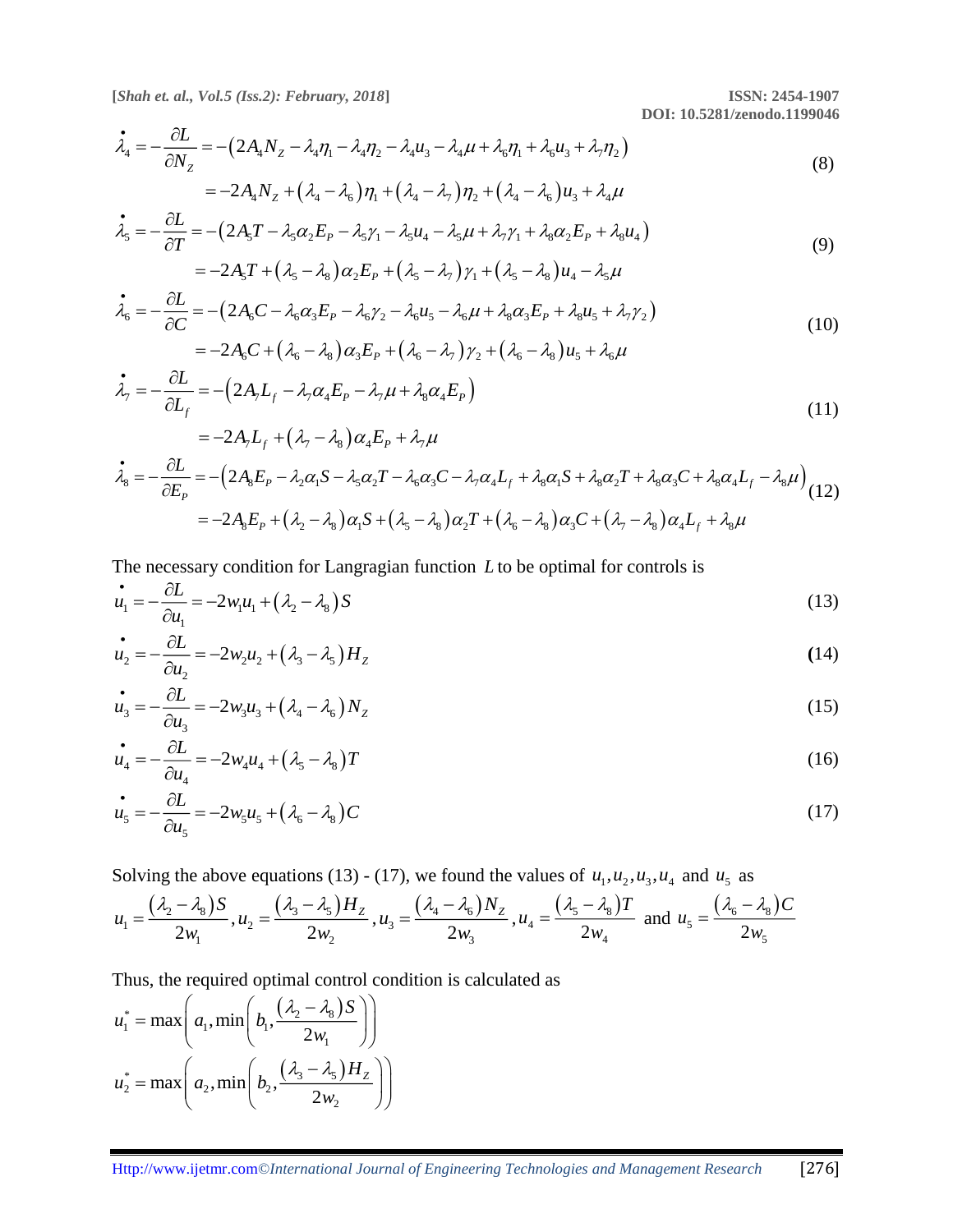$$\dot{\lambda}_4 = -\frac{\partial L}{\partial N_Z} = -\left(2A_4 N_Z - \lambda_4\eta_1 - \lambda_4\eta_2 - \lambda_4 u_3 - \lambda_4\mu + \lambda_6\eta_1 + \lambda_6 u_3 + \lambda_7\eta_2\right)$$
$$= -2A_4 N_Z + (\lambda_4 - \lambda_6)\eta_1 + (\lambda_4 - \lambda_7)\eta_2 + (\lambda_4 - \lambda_6)u_3 + \lambda_4\mu \tag{8}$$

$$\dot{\lambda}_5 = -\frac{\partial L}{\partial T} = -\left(2A_5 T - \lambda_5\alpha_2 E_P - \lambda_5\gamma_1 - \lambda_5 u_4 - \lambda_5\mu + \lambda_7\gamma_1 + \lambda_8\alpha_2 E_P + \lambda_8 u_4\right)$$
$$= -2A_5 T + (\lambda_5 - \lambda_8)\alpha_2 E_P + (\lambda_5 - \lambda_7)\gamma_1 + (\lambda_5 - \lambda_8)u_4 - \lambda_5\mu \tag{9}$$

$$\dot{\lambda}_6 = -\frac{\partial L}{\partial C} = -\left(2A_6 C - \lambda_6\alpha_3 E_P - \lambda_6\gamma_2 - \lambda_6 u_5 - \lambda_6\mu + \lambda_8\alpha_3 E_P + \lambda_8 u_5 + \lambda_7\gamma_2\right)$$
$$= -2A_6 C + (\lambda_6 - \lambda_8)\alpha_3 E_P + (\lambda_6 - \lambda_7)\gamma_2 + (\lambda_6 - \lambda_8)u_5 + \lambda_6\mu \tag{10}$$

$$\dot{\lambda}_7 = -\frac{\partial L}{\partial L_f} = -\left(2A_7 L_f - \lambda_7\alpha_4 E_P - \lambda_7\mu + \lambda_8\alpha_4 E_P\right)$$
$$= -2A_7 L_f + (\lambda_7 - \lambda_8)\alpha_4 E_P + \lambda_7\mu \tag{11}$$

$$\dot{\lambda}_8 = -\frac{\partial L}{\partial E_P} = -\left(2A_8 E_P - \lambda_2\alpha_1 S - \lambda_5\alpha_2 T - \lambda_6\alpha_3 C - \lambda_7\alpha_4 L_f + \lambda_8\alpha_1 S + \lambda_8\alpha_2 T + \lambda_8\alpha_3 C + \lambda_8\alpha_4 L_f - \lambda_8\mu\right)$$
$$= -2A_8 E_P + (\lambda_2 - \lambda_8)\alpha_1 S + (\lambda_5 - \lambda_8)\alpha_2 T + (\lambda_6 - \lambda_8)\alpha_3 C + (\lambda_7 - \lambda_8)\alpha_4 L_f + \lambda_8\mu \tag{12}$$

The necessary condition for Langragian function $L$ to be optimal for controls is

$$\dot{u}_1 = -\frac{\partial L}{\partial u_1} = -2w_1 u_1 + (\lambda_2 - \lambda_8)S \tag{13}$$

$$\dot{u}_2 = -\frac{\partial L}{\partial u_2} = -2w_2 u_2 + (\lambda_3 - \lambda_5)H_Z \tag{14}$$

$$\dot{u}_3 = -\frac{\partial L}{\partial u_3} = -2w_3 u_3 + (\lambda_4 - \lambda_6)N_Z \tag{15}$$

$$\dot{u}_4 = -\frac{\partial L}{\partial u_4} = -2w_4 u_4 + (\lambda_5 - \lambda_8)T \tag{16}$$

$$\dot{u}_5 = -\frac{\partial L}{\partial u_5} = -2w_5 u_5 + (\lambda_6 - \lambda_8)C \tag{17}$$

Solving the above equations (13) - (17), we found the values of $u_1, u_2, u_3, u_4$ and $u_5$ as

$$u_1 = \frac{(\lambda_2 - \lambda_8)S}{2w_1},\ u_2 = \frac{(\lambda_3 - \lambda_5)H_Z}{2w_2},\ u_3 = \frac{(\lambda_4 - \lambda_6)N_Z}{2w_3},\ u_4 = \frac{(\lambda_5 - \lambda_8)T}{2w_4} \text{ and } u_5 = \frac{(\lambda_6 - \lambda_8)C}{2w_5}$$

Thus, the required optimal control condition is calculated as

$$u_1^* = \max\left(a_1, \min\left(b_1, \frac{(\lambda_2 - \lambda_8)S}{2w_1}\right)\right)$$

$$u_2^* = \max\left(a_2, \min\left(b_2, \frac{(\lambda_3 - \lambda_5)H_Z}{2w_2}\right)\right)$$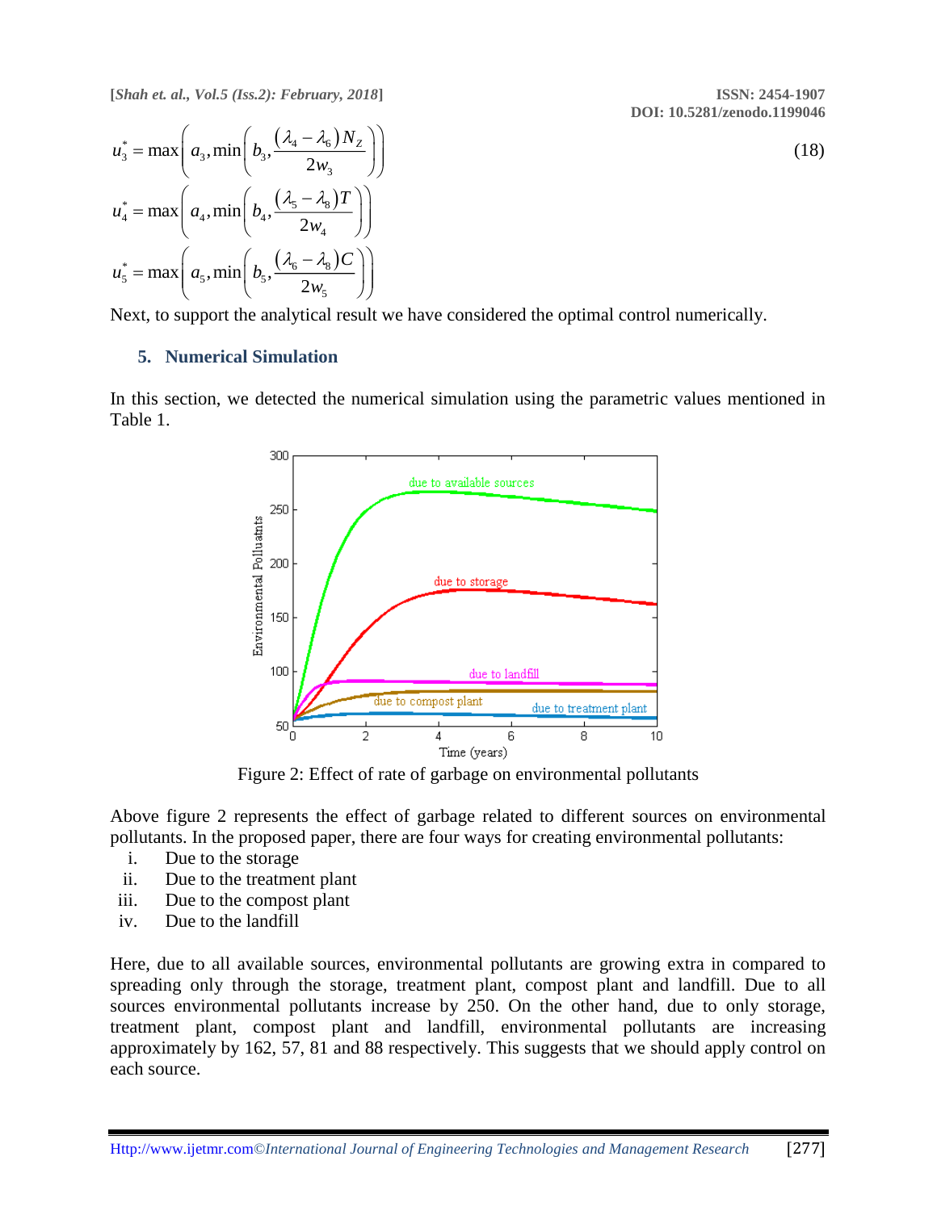$$u_3^* = \max\left(a_3, \min\left(b_3, \frac{(\lambda_4 - \lambda_6)N_Z}{2w_3}\right)\right) \tag{18}$$

$$u_4^* = \max\left(a_4, \min\left(b_4, \frac{(\lambda_5 - \lambda_8)T}{2w_4}\right)\right)$$

$$u_5^* = \max\left(a_5, \min\left(b_5, \frac{(\lambda_6 - \lambda_8)C}{2w_5}\right)\right)$$

Next, to support the analytical result we have considered the optimal control numerically.

## 5. Numerical Simulation

In this section, we detected the numerical simulation using the parametric values mentioned in Table 1.

Figure 2: Effect of rate of garbage on environmental pollutants

Above figure 2 represents the effect of garbage related to different sources on environmental pollutants. In the proposed paper, there are four ways for creating environmental pollutants:

i. Due to the storage
ii. Due to the treatment plant
iii. Due to the compost plant
iv. Due to the landfill

Here, due to all available sources, environmental pollutants are growing extra in compared to spreading only through the storage, treatment plant, compost plant and landfill. Due to all sources environmental pollutants increase by 250. On the other hand, due to only storage, treatment plant, compost plant and landfill, environmental pollutants are increasing approximately by 162, 57, 81 and 88 respectively. This suggests that we should apply control on each source.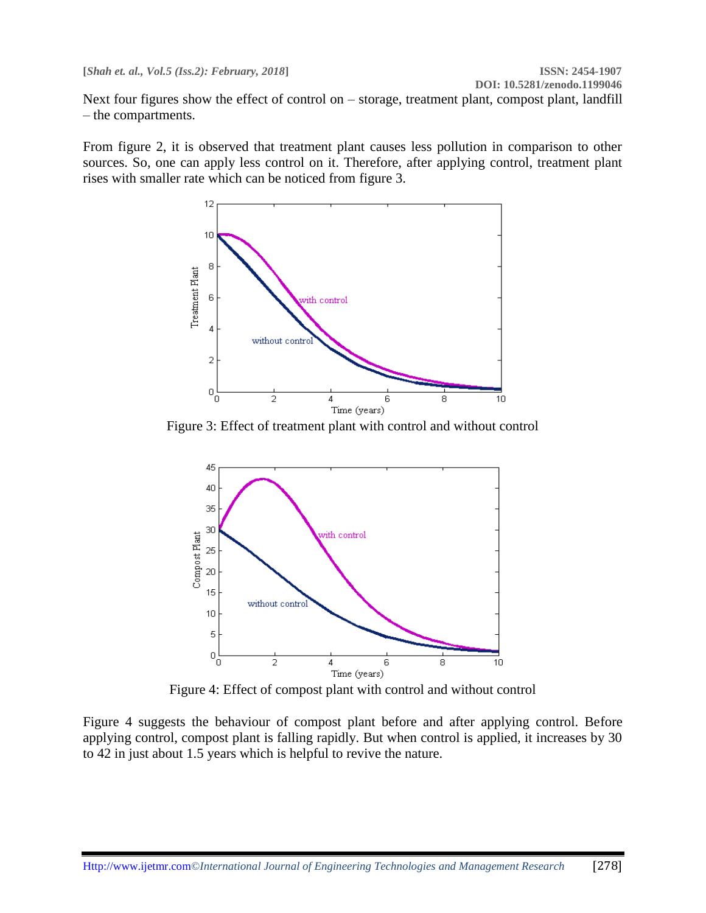Next four figures show the effect of control on – storage, treatment plant, compost plant, landfill – the compartments.

From figure 2, it is observed that treatment plant causes less pollution in comparison to other sources. So, one can apply less control on it. Therefore, after applying control, treatment plant rises with smaller rate which can be noticed from figure 3.

Figure 3: Effect of treatment plant with control and without control

Figure 4: Effect of compost plant with control and without control

Figure 4 suggests the behaviour of compost plant before and after applying control. Before applying control, compost plant is falling rapidly. But when control is applied, it increases by 30 to 42 in just about 1.5 years which is helpful to revive the nature.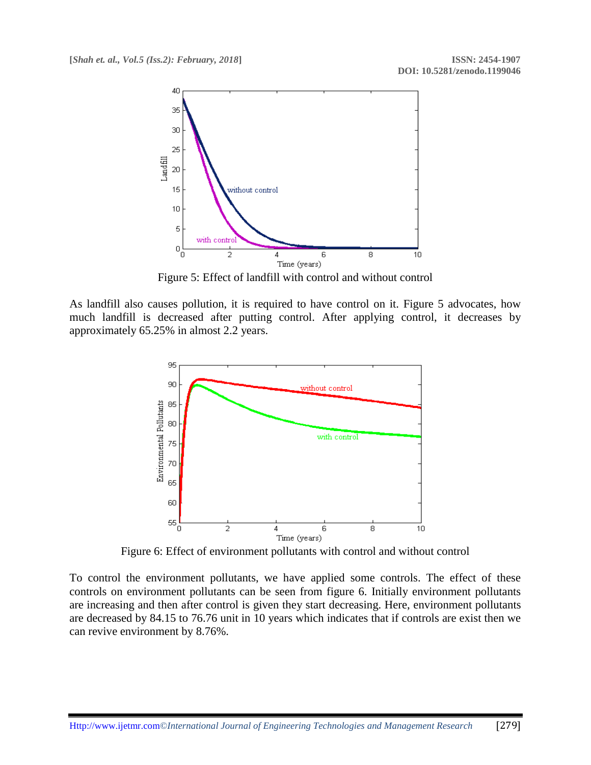Figure 5: Effect of landfill with control and without control

As landfill also causes pollution, it is required to have control on it. Figure 5 advocates, how much landfill is decreased after putting control. After applying control, it decreases by approximately 65.25% in almost 2.2 years.

Figure 6: Effect of environment pollutants with control and without control

To control the environment pollutants, we have applied some controls. The effect of these controls on environment pollutants can be seen from figure 6. Initially environment pollutants are increasing and then after control is given they start decreasing. Here, environment pollutants are decreased by 84.15 to 76.76 unit in 10 years which indicates that if controls are exist then we can revive environment by 8.76%.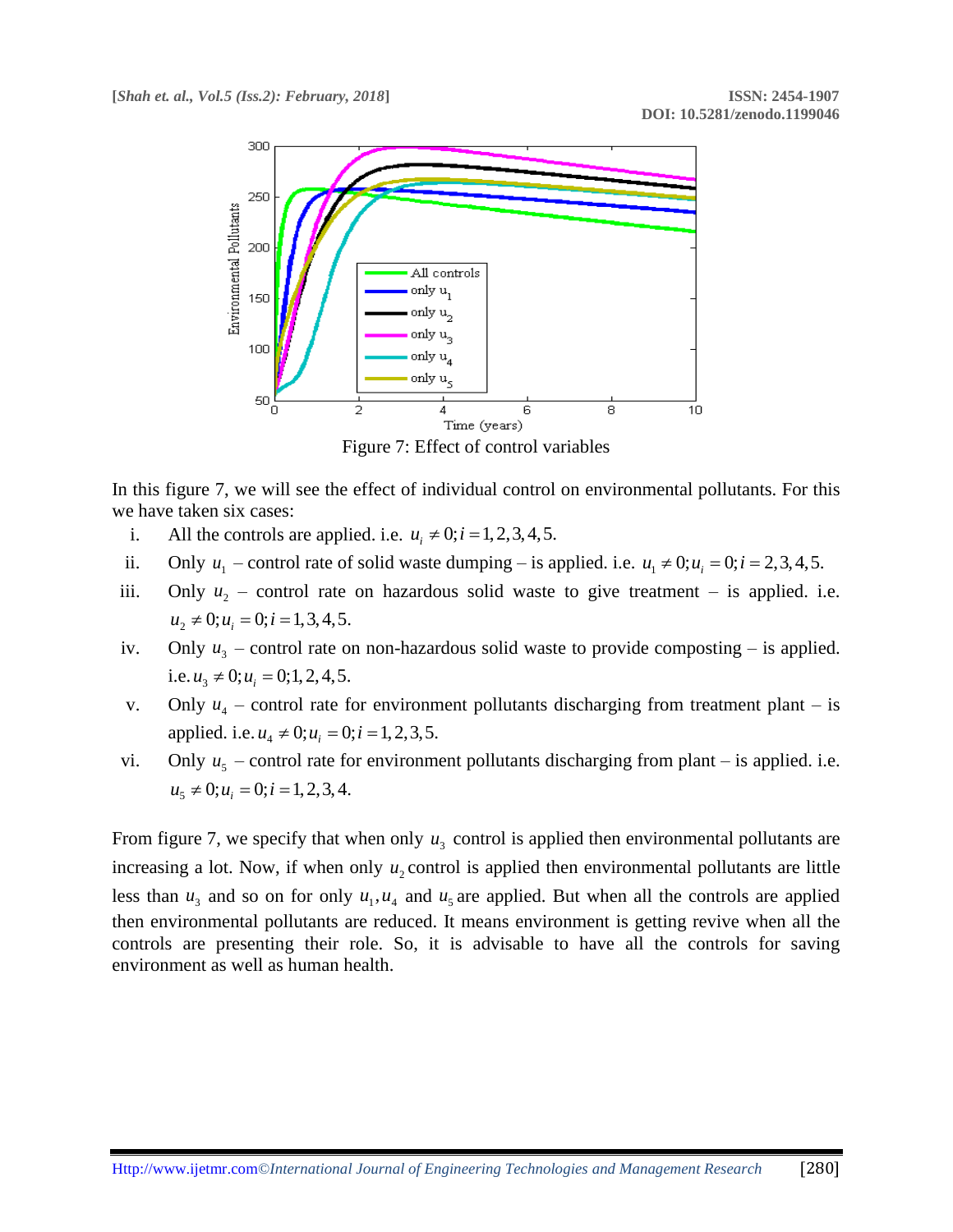Figure 7: Effect of control variables

In this figure 7, we will see the effect of individual control on environmental pollutants. For this we have taken six cases:

i. All the controls are applied. i.e. $u_i \neq 0; i = 1,2,3,4,5.$

ii. Only $u_1$ – control rate of solid waste dumping – is applied. i.e. $u_1 \neq 0; u_i = 0; i = 2,3,4,5.$

iii. Only $u_2$ – control rate on hazardous solid waste to give treatment – is applied. i.e. $u_2 \neq 0; u_i = 0; i = 1,3,4,5.$

iv. Only $u_3$ – control rate on non-hazardous solid waste to provide composting – is applied. i.e. $u_3 \neq 0; u_i = 0; 1,2,4,5.$

v. Only $u_4$ – control rate for environment pollutants discharging from treatment plant – is applied. i.e. $u_4 \neq 0; u_i = 0; i = 1,2,3,5.$

vi. Only $u_5$ – control rate for environment pollutants discharging from plant – is applied. i.e. $u_5 \neq 0; u_i = 0; i = 1,2,3,4.$

From figure 7, we specify that when only $u_3$ control is applied then environmental pollutants are increasing a lot. Now, if when only $u_2$ control is applied then environmental pollutants are little less than $u_3$ and so on for only $u_1, u_4$ and $u_5$ are applied. But when all the controls are applied then environmental pollutants are reduced. It means environment is getting revive when all the controls are presenting their role. So, it is advisable to have all the controls for saving environment as well as human health.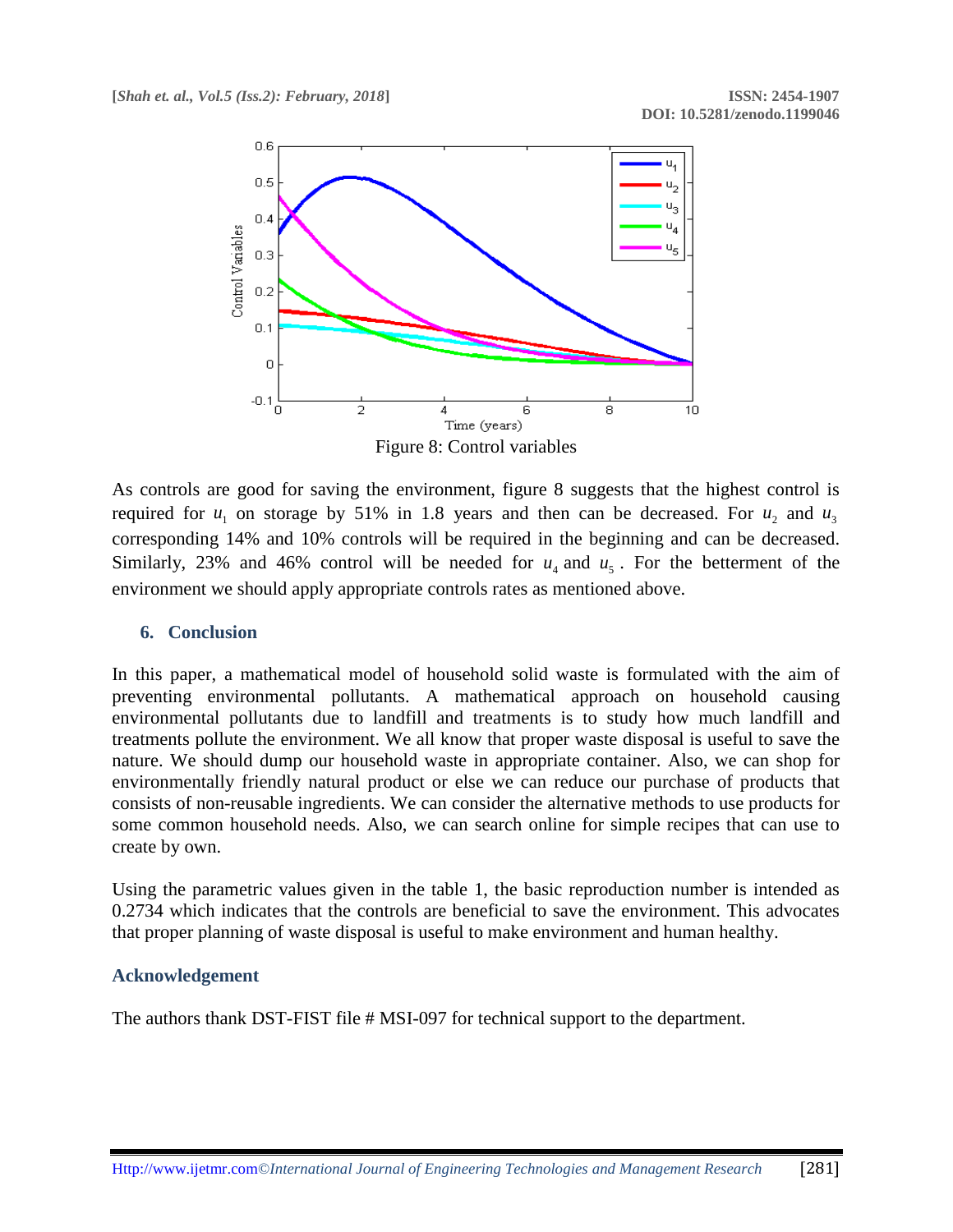Figure 8: Control variables

As controls are good for saving the environment, figure 8 suggests that the highest control is required for $u_1$ on storage by 51% in 1.8 years and then can be decreased. For $u_2$ and $u_3$ corresponding 14% and 10% controls will be required in the beginning and can be decreased. Similarly, 23% and 46% control will be needed for $u_4$ and $u_5$. For the betterment of the environment we should apply appropriate controls rates as mentioned above.

## 6. Conclusion

In this paper, a mathematical model of household solid waste is formulated with the aim of preventing environmental pollutants. A mathematical approach on household causing environmental pollutants due to landfill and treatments is to study how much landfill and treatments pollute the environment. We all know that proper waste disposal is useful to save the nature. We should dump our household waste in appropriate container. Also, we can shop for environmentally friendly natural product or else we can reduce our purchase of products that consists of non-reusable ingredients. We can consider the alternative methods to use products for some common household needs. Also, we can search online for simple recipes that can use to create by own.

Using the parametric values given in the table 1, the basic reproduction number is intended as 0.2734 which indicates that the controls are beneficial to save the environment. This advocates that proper planning of waste disposal is useful to make environment and human healthy.

## Acknowledgement

The authors thank DST-FIST file # MSI-097 for technical support to the department.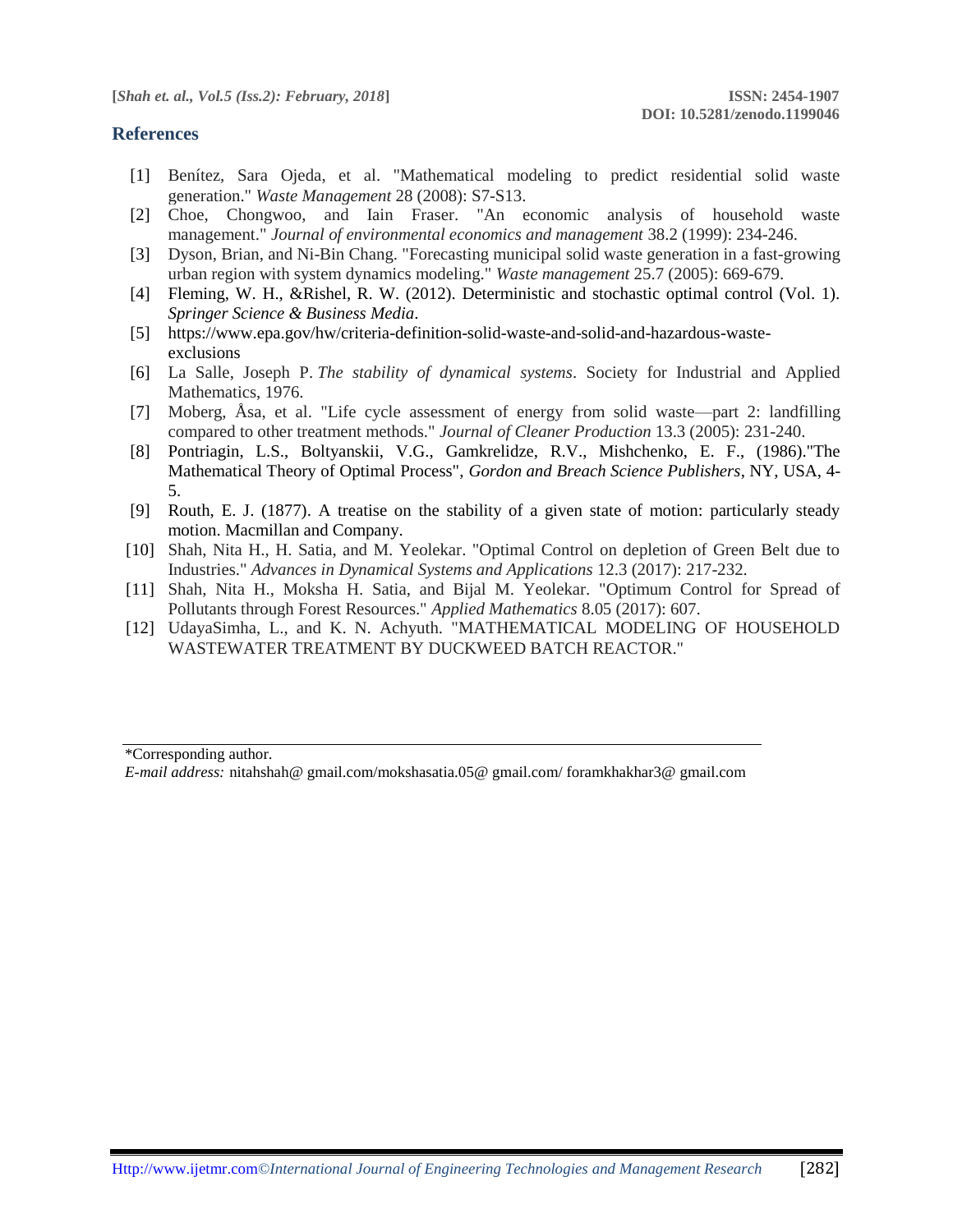## References

[1] Benítez, Sara Ojeda, et al. "Mathematical modeling to predict residential solid waste generation." *Waste Management* 28 (2008): S7-S13.

[2] Choe, Chongwoo, and Iain Fraser. "An economic analysis of household waste management." *Journal of environmental economics and management* 38.2 (1999): 234-246.

[3] Dyson, Brian, and Ni-Bin Chang. "Forecasting municipal solid waste generation in a fast-growing urban region with system dynamics modeling." *Waste management* 25.7 (2005): 669-679.

[4] Fleming, W. H., &Rishel, R. W. (2012). Deterministic and stochastic optimal control (Vol. 1). *Springer Science & Business Media*.

[5] https://www.epa.gov/hw/criteria-definition-solid-waste-and-solid-and-hazardous-waste-exclusions

[6] La Salle, Joseph P. *The stability of dynamical systems*. Society for Industrial and Applied Mathematics, 1976.

[7] Moberg, Åsa, et al. "Life cycle assessment of energy from solid waste—part 2: landfilling compared to other treatment methods." *Journal of Cleaner Production* 13.3 (2005): 231-240.

[8] Pontriagin, L.S., Boltyanskii, V.G., Gamkrelidze, R.V., Mishchenko, E. F., (1986)."The Mathematical Theory of Optimal Process", *Gordon and Breach Science Publishers*, NY, USA, 4-5.

[9] Routh, E. J. (1877). A treatise on the stability of a given state of motion: particularly steady motion. Macmillan and Company.

[10] Shah, Nita H., H. Satia, and M. Yeolekar. "Optimal Control on depletion of Green Belt due to Industries." *Advances in Dynamical Systems and Applications* 12.3 (2017): 217-232.

[11] Shah, Nita H., Moksha H. Satia, and Bijal M. Yeolekar. "Optimum Control for Spread of Pollutants through Forest Resources." *Applied Mathematics* 8.05 (2017): 607.

[12] UdayaSimha, L., and K. N. Achyuth. "MATHEMATICAL MODELING OF HOUSEHOLD WASTEWATER TREATMENT BY DUCKWEED BATCH REACTOR."

---

*Corresponding author.

*E-mail address:* nitahshah@ gmail.com/mokshasatia.05@ gmail.com/ foramkhakhar3@ gmail.com